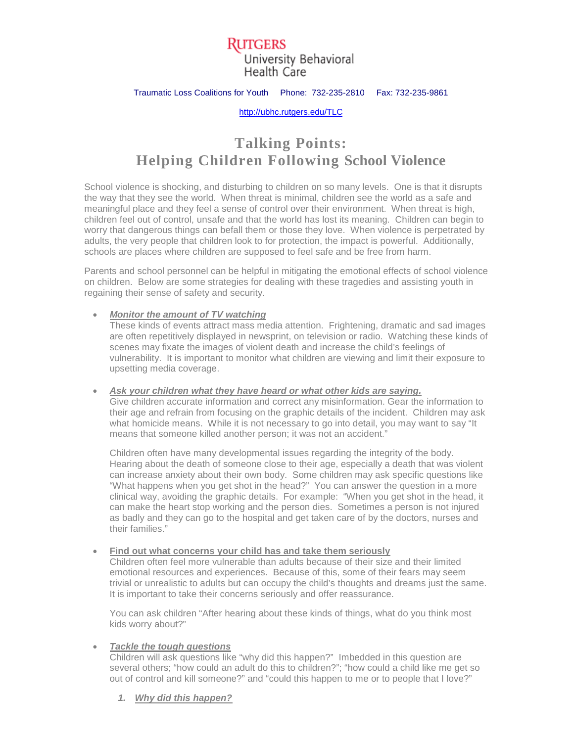RUTGERS
University Behavioral Health Care

Traumatic Loss Coalitions for Youth  Phone: 732-235-2810  Fax: 732-235-9861

http://ubhc.rutgers.edu/TLC

# Talking Points: Helping Children Following School Violence

School violence is shocking, and disturbing to children on so many levels. One is that it disrupts the way that they see the world. When threat is minimal, children see the world as a safe and meaningful place and they feel a sense of control over their environment. When threat is high, children feel out of control, unsafe and that the world has lost its meaning. Children can begin to worry that dangerous things can befall them or those they love. When violence is perpetrated by adults, the very people that children look to for protection, the impact is powerful. Additionally, schools are places where children are supposed to feel safe and be free from harm.

Parents and school personnel can be helpful in mitigating the emotional effects of school violence on children. Below are some strategies for dealing with these tragedies and assisting youth in regaining their sense of safety and security.

- ***Monitor the amount of TV watching***
  These kinds of events attract mass media attention. Frightening, dramatic and sad images are often repetitively displayed in newsprint, on television or radio. Watching these kinds of scenes may fixate the images of violent death and increase the child's feelings of vulnerability. It is important to monitor what children are viewing and limit their exposure to upsetting media coverage.

- ***Ask your children what they have heard or what other kids are saying.***
  Give children accurate information and correct any misinformation. Gear the information to their age and refrain from focusing on the graphic details of the incident. Children may ask what homicide means. While it is not necessary to go into detail, you may want to say "It means that someone killed another person; it was not an accident."

  Children often have many developmental issues regarding the integrity of the body. Hearing about the death of someone close to their age, especially a death that was violent can increase anxiety about their own body. Some children may ask specific questions like "What happens when you get shot in the head?" You can answer the question in a more clinical way, avoiding the graphic details. For example: "When you get shot in the head, it can make the heart stop working and the person dies. Sometimes a person is not injured as badly and they can go to the hospital and get taken care of by the doctors, nurses and their families."

- **Find out what concerns your child has and take them seriously**
  Children often feel more vulnerable than adults because of their size and their limited emotional resources and experiences. Because of this, some of their fears may seem trivial or unrealistic to adults but can occupy the child's thoughts and dreams just the same. It is important to take their concerns seriously and offer reassurance.

  You can ask children "After hearing about these kinds of things, what do you think most kids worry about?"

- ***Tackle the tough questions***
  Children will ask questions like "why did this happen?" Imbedded in this question are several others; "how could an adult do this to children?"; "how could a child like me get so out of control and kill someone?" and "could this happen to me or to people that I love?"

  1. ***Why did this happen?***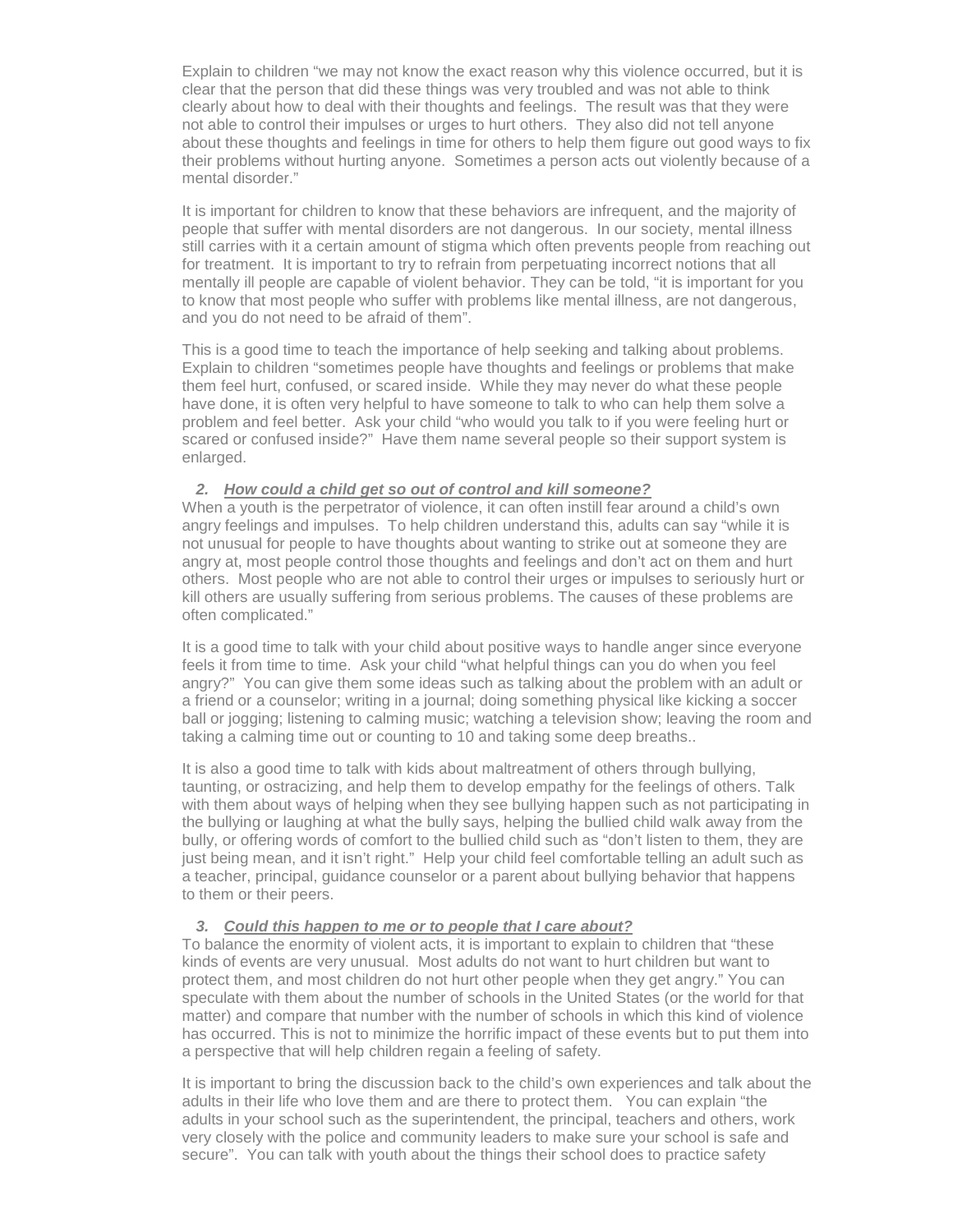Explain to children "we may not know the exact reason why this violence occurred, but it is clear that the person that did these things was very troubled and was not able to think clearly about how to deal with their thoughts and feelings. The result was that they were not able to control their impulses or urges to hurt others. They also did not tell anyone about these thoughts and feelings in time for others to help them figure out good ways to fix their problems without hurting anyone. Sometimes a person acts out violently because of a mental disorder."

It is important for children to know that these behaviors are infrequent, and the majority of people that suffer with mental disorders are not dangerous. In our society, mental illness still carries with it a certain amount of stigma which often prevents people from reaching out for treatment. It is important to try to refrain from perpetuating incorrect notions that all mentally ill people are capable of violent behavior. They can be told, "it is important for you to know that most people who suffer with problems like mental illness, are not dangerous, and you do not need to be afraid of them".

This is a good time to teach the importance of help seeking and talking about problems. Explain to children "sometimes people have thoughts and feelings or problems that make them feel hurt, confused, or scared inside. While they may never do what these people have done, it is often very helpful to have someone to talk to who can help them solve a problem and feel better. Ask your child "who would you talk to if you were feeling hurt or scared or confused inside?" Have them name several people so their support system is enlarged.

### 2. ***How could a child get so out of control and kill someone?***

When a youth is the perpetrator of violence, it can often instill fear around a child's own angry feelings and impulses. To help children understand this, adults can say "while it is not unusual for people to have thoughts about wanting to strike out at someone they are angry at, most people control those thoughts and feelings and don't act on them and hurt others. Most people who are not able to control their urges or impulses to seriously hurt or kill others are usually suffering from serious problems. The causes of these problems are often complicated."

It is a good time to talk with your child about positive ways to handle anger since everyone feels it from time to time. Ask your child "what helpful things can you do when you feel angry?" You can give them some ideas such as talking about the problem with an adult or a friend or a counselor; writing in a journal; doing something physical like kicking a soccer ball or jogging; listening to calming music; watching a television show; leaving the room and taking a calming time out or counting to 10 and taking some deep breaths..

It is also a good time to talk with kids about maltreatment of others through bullying, taunting, or ostracizing, and help them to develop empathy for the feelings of others. Talk with them about ways of helping when they see bullying happen such as not participating in the bullying or laughing at what the bully says, helping the bullied child walk away from the bully, or offering words of comfort to the bullied child such as "don't listen to them, they are just being mean, and it isn't right." Help your child feel comfortable telling an adult such as a teacher, principal, guidance counselor or a parent about bullying behavior that happens to them or their peers.

### 3. ***Could this happen to me or to people that I care about?***

To balance the enormity of violent acts, it is important to explain to children that "these kinds of events are very unusual. Most adults do not want to hurt children but want to protect them, and most children do not hurt other people when they get angry." You can speculate with them about the number of schools in the United States (or the world for that matter) and compare that number with the number of schools in which this kind of violence has occurred. This is not to minimize the horrific impact of these events but to put them into a perspective that will help children regain a feeling of safety.

It is important to bring the discussion back to the child's own experiences and talk about the adults in their life who love them and are there to protect them. You can explain "the adults in your school such as the superintendent, the principal, teachers and others, work very closely with the police and community leaders to make sure your school is safe and secure". You can talk with youth about the things their school does to practice safety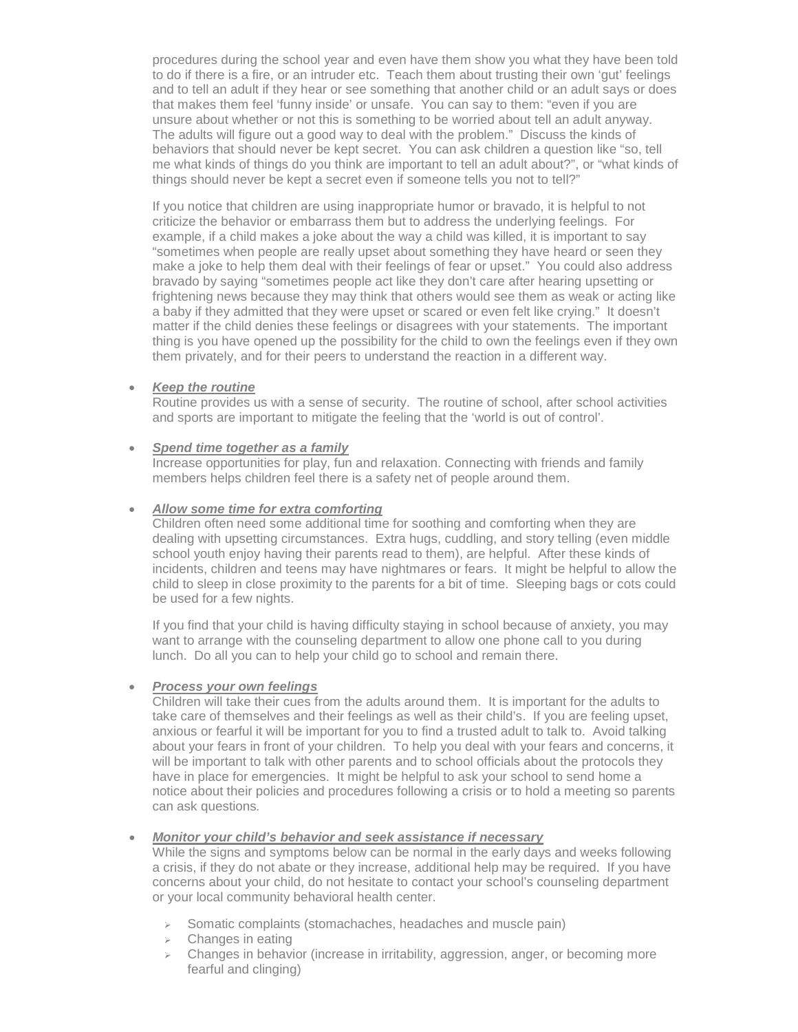procedures during the school year and even have them show you what they have been told to do if there is a fire, or an intruder etc. Teach them about trusting their own 'gut' feelings and to tell an adult if they hear or see something that another child or an adult says or does that makes them feel 'funny inside' or unsafe. You can say to them: "even if you are unsure about whether or not this is something to be worried about tell an adult anyway. The adults will figure out a good way to deal with the problem." Discuss the kinds of behaviors that should never be kept secret. You can ask children a question like "so, tell me what kinds of things do you think are important to tell an adult about?", or "what kinds of things should never be kept a secret even if someone tells you not to tell?"

If you notice that children are using inappropriate humor or bravado, it is helpful to not criticize the behavior or embarrass them but to address the underlying feelings. For example, if a child makes a joke about the way a child was killed, it is important to say "sometimes when people are really upset about something they have heard or seen they make a joke to help them deal with their feelings of fear or upset." You could also address bravado by saying "sometimes people act like they don't care after hearing upsetting or frightening news because they may think that others would see them as weak or acting like a baby if they admitted that they were upset or scared or even felt like crying." It doesn't matter if the child denies these feelings or disagrees with your statements. The important thing is you have opened up the possibility for the child to own the feelings even if they own them privately, and for their peers to understand the reaction in a different way.

- ***Keep the routine***
  Routine provides us with a sense of security. The routine of school, after school activities and sports are important to mitigate the feeling that the 'world is out of control'.

- ***Spend time together as a family***
  Increase opportunities for play, fun and relaxation. Connecting with friends and family members helps children feel there is a safety net of people around them.

- ***Allow some time for extra comforting***
  Children often need some additional time for soothing and comforting when they are dealing with upsetting circumstances. Extra hugs, cuddling, and story telling (even middle school youth enjoy having their parents read to them), are helpful. After these kinds of incidents, children and teens may have nightmares or fears. It might be helpful to allow the child to sleep in close proximity to the parents for a bit of time. Sleeping bags or cots could be used for a few nights.

  If you find that your child is having difficulty staying in school because of anxiety, you may want to arrange with the counseling department to allow one phone call to you during lunch. Do all you can to help your child go to school and remain there.

- ***Process your own feelings***
  Children will take their cues from the adults around them. It is important for the adults to take care of themselves and their feelings as well as their child's. If you are feeling upset, anxious or fearful it will be important for you to find a trusted adult to talk to. Avoid talking about your fears in front of your children. To help you deal with your fears and concerns, it will be important to talk with other parents and to school officials about the protocols they have in place for emergencies. It might be helpful to ask your school to send home a notice about their policies and procedures following a crisis or to hold a meeting so parents can ask questions.

- ***Monitor your child's behavior and seek assistance if necessary***
  While the signs and symptoms below can be normal in the early days and weeks following a crisis, if they do not abate or they increase, additional help may be required. If you have concerns about your child, do not hesitate to contact your school's counseling department or your local community behavioral health center.

  - Somatic complaints (stomachaches, headaches and muscle pain)
  - Changes in eating
  - Changes in behavior (increase in irritability, aggression, anger, or becoming more fearful and clinging)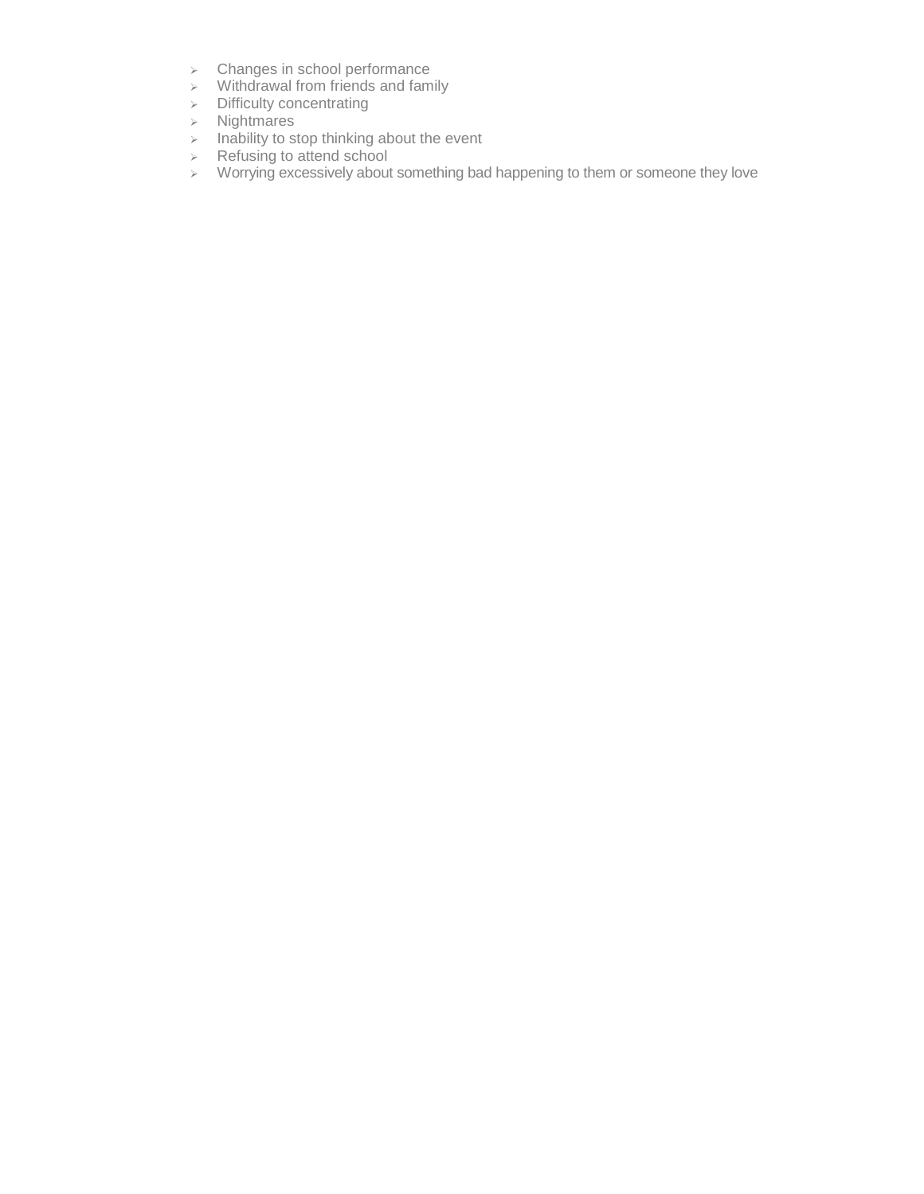- Changes in school performance
- Withdrawal from friends and family
- Difficulty concentrating
- Nightmares
- Inability to stop thinking about the event
- Refusing to attend school
- Worrying excessively about something bad happening to them or someone they love